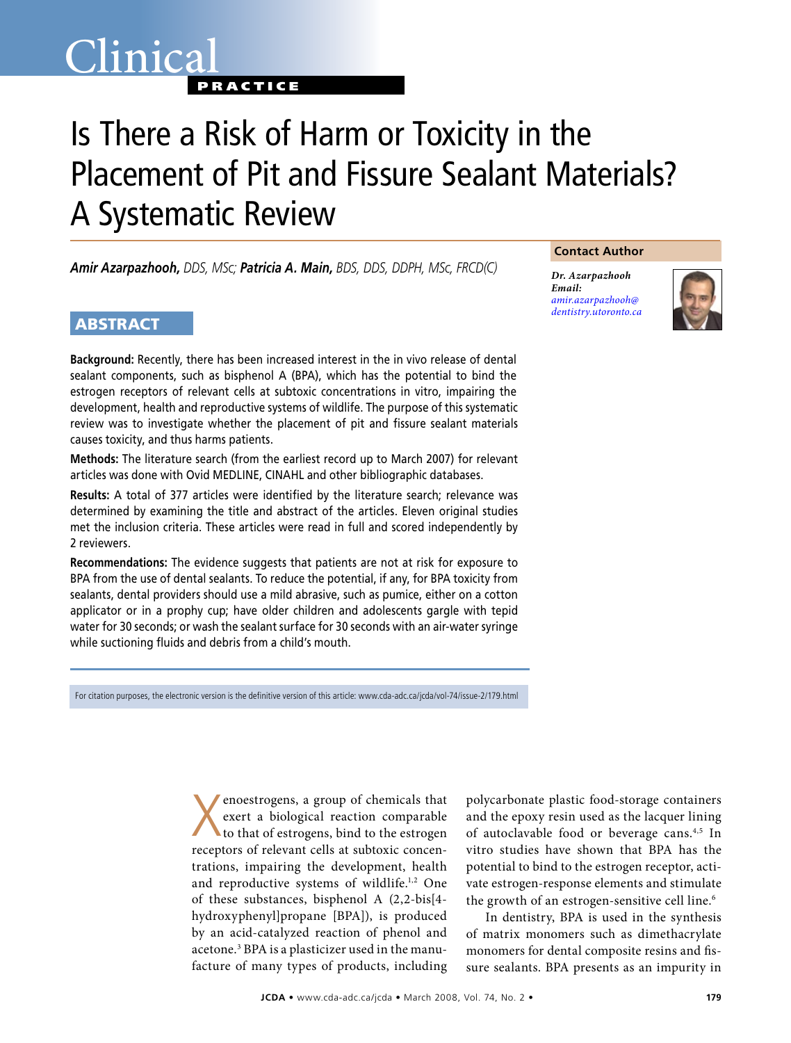Clinical

PRACTICE

# Is There a Risk of Harm or Toxicity in the Placement of Pit and Fissure Sealant Materials? A Systematic Review

***Amir Azarpazhooh,*** *DDS, MSc;* ***Patricia A. Main,*** *BDS, DDS, DDPH, MSc, FRCD(C)*

**Contact Author**

***Dr. Azarpazhooh***
***Email:***
*amir.azarpazhooh@dentistry.utoronto.ca*

## ABSTRACT

**Background:** Recently, there has been increased interest in the in vivo release of dental sealant components, such as bisphenol A (BPA), which has the potential to bind the estrogen receptors of relevant cells at subtoxic concentrations in vitro, impairing the development, health and reproductive systems of wildlife. The purpose of this systematic review was to investigate whether the placement of pit and fissure sealant materials causes toxicity, and thus harms patients.

**Methods:** The literature search (from the earliest record up to March 2007) for relevant articles was done with Ovid MEDLINE, CINAHL and other bibliographic databases.

**Results:** A total of 377 articles were identified by the literature search; relevance was determined by examining the title and abstract of the articles. Eleven original studies met the inclusion criteria. These articles were read in full and scored independently by 2 reviewers.

**Recommendations:** The evidence suggests that patients are not at risk for exposure to BPA from the use of dental sealants. To reduce the potential, if any, for BPA toxicity from sealants, dental providers should use a mild abrasive, such as pumice, either on a cotton applicator or in a prophy cup; have older children and adolescents gargle with tepid water for 30 seconds; or wash the sealant surface for 30 seconds with an air-water syringe while suctioning fluids and debris from a child's mouth.

For citation purposes, the electronic version is the definitive version of this article: www.cda-adc.ca/jcda/vol-74/issue-2/179.html

Xenoestrogens, a group of chemicals that exert a biological reaction comparable to that of estrogens, bind to the estrogen receptors of relevant cells at subtoxic concentrations, impairing the development, health and reproductive systems of wildlife.[1,2] One of these substances, bisphenol A (2,2-bis[4-hydroxyphenyl]propane [BPA]), is produced by an acid-catalyzed reaction of phenol and acetone.[3] BPA is a plasticizer used in the manufacture of many types of products, including polycarbonate plastic food-storage containers and the epoxy resin used as the lacquer lining of autoclavable food or beverage cans.[4,5] In vitro studies have shown that BPA has the potential to bind to the estrogen receptor, activate estrogen-response elements and stimulate the growth of an estrogen-sensitive cell line.[6]

In dentistry, BPA is used in the synthesis of matrix monomers such as dimethacrylate monomers for dental composite resins and fissure sealants. BPA presents as an impurity in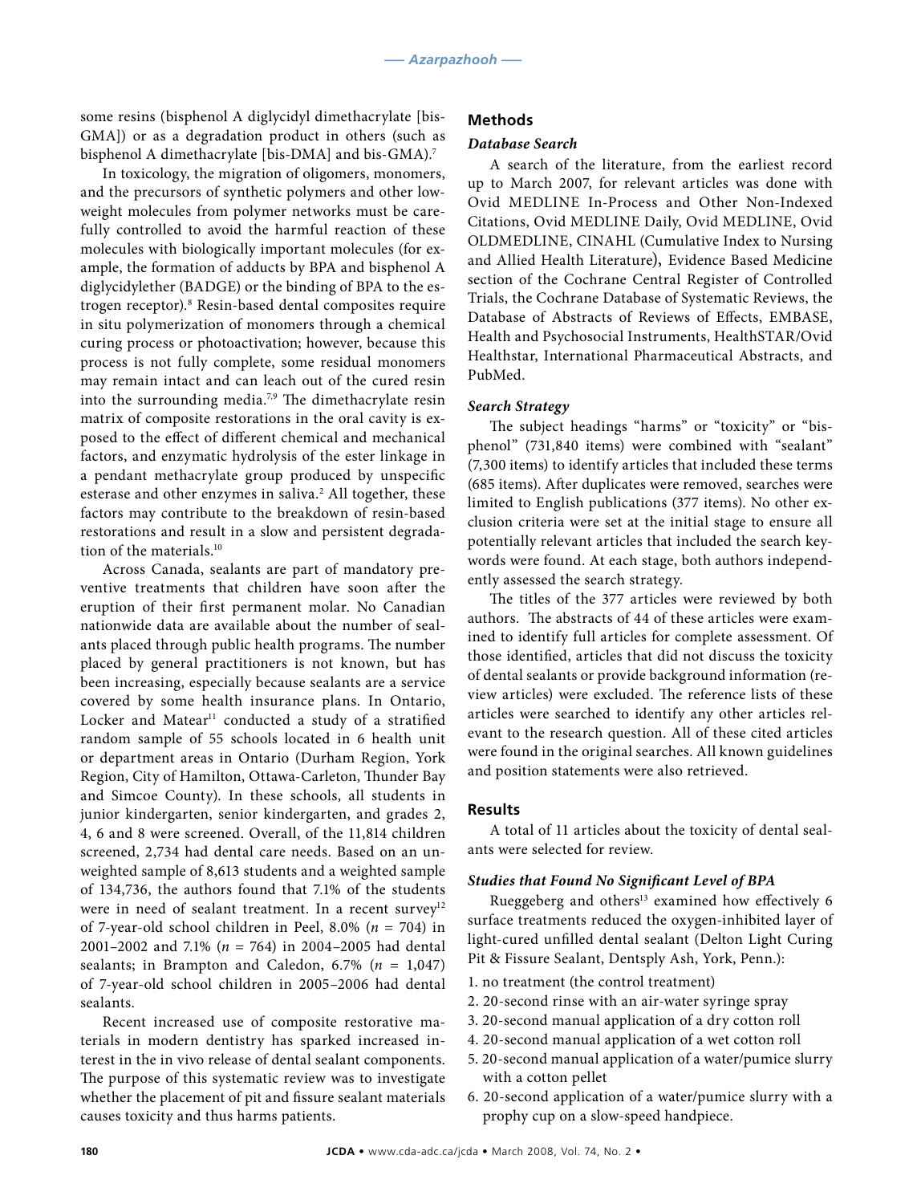some resins (bisphenol A diglycidyl dimethacrylate [bis-GMA]) or as a degradation product in others (such as bisphenol A dimethacrylate [bis-DMA] and bis-GMA).[7]

In toxicology, the migration of oligomers, monomers, and the precursors of synthetic polymers and other low-weight molecules from polymer networks must be carefully controlled to avoid the harmful reaction of these molecules with biologically important molecules (for example, the formation of adducts by BPA and bisphenol A diglycidylether (BADGE) or the binding of BPA to the estrogen receptor).[8] Resin-based dental composites require in situ polymerization of monomers through a chemical curing process or photoactivation; however, because this process is not fully complete, some residual monomers may remain intact and can leach out of the cured resin into the surrounding media.[7,9] The dimethacrylate resin matrix of composite restorations in the oral cavity is exposed to the effect of different chemical and mechanical factors, and enzymatic hydrolysis of the ester linkage in a pendant methacrylate group produced by unspecific esterase and other enzymes in saliva.[2] All together, these factors may contribute to the breakdown of resin-based restorations and result in a slow and persistent degradation of the materials.[10]

Across Canada, sealants are part of mandatory preventive treatments that children have soon after the eruption of their first permanent molar. No Canadian nationwide data are available about the number of sealants placed through public health programs. The number placed by general practitioners is not known, but has been increasing, especially because sealants are a service covered by some health insurance plans. In Ontario, Locker and Matear[11] conducted a study of a stratified random sample of 55 schools located in 6 health unit or department areas in Ontario (Durham Region, York Region, City of Hamilton, Ottawa-Carleton, Thunder Bay and Simcoe County). In these schools, all students in junior kindergarten, senior kindergarten, and grades 2, 4, 6 and 8 were screened. Overall, of the 11,814 children screened, 2,734 had dental care needs. Based on an unweighted sample of 8,613 students and a weighted sample of 134,736, the authors found that 7.1% of the students were in need of sealant treatment. In a recent survey[12] of 7-year-old school children in Peel, 8.0% ($n$ = 704) in 2001–2002 and 7.1% ($n$ = 764) in 2004–2005 had dental sealants; in Brampton and Caledon, 6.7% ($n$ = 1,047) of 7-year-old school children in 2005–2006 had dental sealants.

Recent increased use of composite restorative materials in modern dentistry has sparked increased interest in the in vivo release of dental sealant components. The purpose of this systematic review was to investigate whether the placement of pit and fissure sealant materials causes toxicity and thus harms patients.

## Methods

### *Database Search*

A search of the literature, from the earliest record up to March 2007, for relevant articles was done with Ovid MEDLINE In-Process and Other Non-Indexed Citations, Ovid MEDLINE Daily, Ovid MEDLINE, Ovid OLDMEDLINE, CINAHL (Cumulative Index to Nursing and Allied Health Literature), Evidence Based Medicine section of the Cochrane Central Register of Controlled Trials, the Cochrane Database of Systematic Reviews, the Database of Abstracts of Reviews of Effects, EMBASE, Health and Psychosocial Instruments, HealthSTAR/Ovid Healthstar, International Pharmaceutical Abstracts, and PubMed.

### *Search Strategy*

The subject headings "harms" or "toxicity" or "bisphenol" (731,840 items) were combined with "sealant" (7,300 items) to identify articles that included these terms (685 items). After duplicates were removed, searches were limited to English publications (377 items). No other exclusion criteria were set at the initial stage to ensure all potentially relevant articles that included the search keywords were found. At each stage, both authors independently assessed the search strategy.

The titles of the 377 articles were reviewed by both authors. The abstracts of 44 of these articles were examined to identify full articles for complete assessment. Of those identified, articles that did not discuss the toxicity of dental sealants or provide background information (review articles) were excluded. The reference lists of these articles were searched to identify any other articles relevant to the research question. All of these cited articles were found in the original searches. All known guidelines and position statements were also retrieved.

## Results

A total of 11 articles about the toxicity of dental sealants were selected for review.

### *Studies that Found No Significant Level of BPA*

Rueggeberg and others[13] examined how effectively 6 surface treatments reduced the oxygen-inhibited layer of light-cured unfilled dental sealant (Delton Light Curing Pit & Fissure Sealant, Dentsply Ash, York, Penn.):

1. no treatment (the control treatment)
2. 20-second rinse with an air-water syringe spray
3. 20-second manual application of a dry cotton roll
4. 20-second manual application of a wet cotton roll
5. 20-second manual application of a water/pumice slurry with a cotton pellet
6. 20-second application of a water/pumice slurry with a prophy cup on a slow-speed handpiece.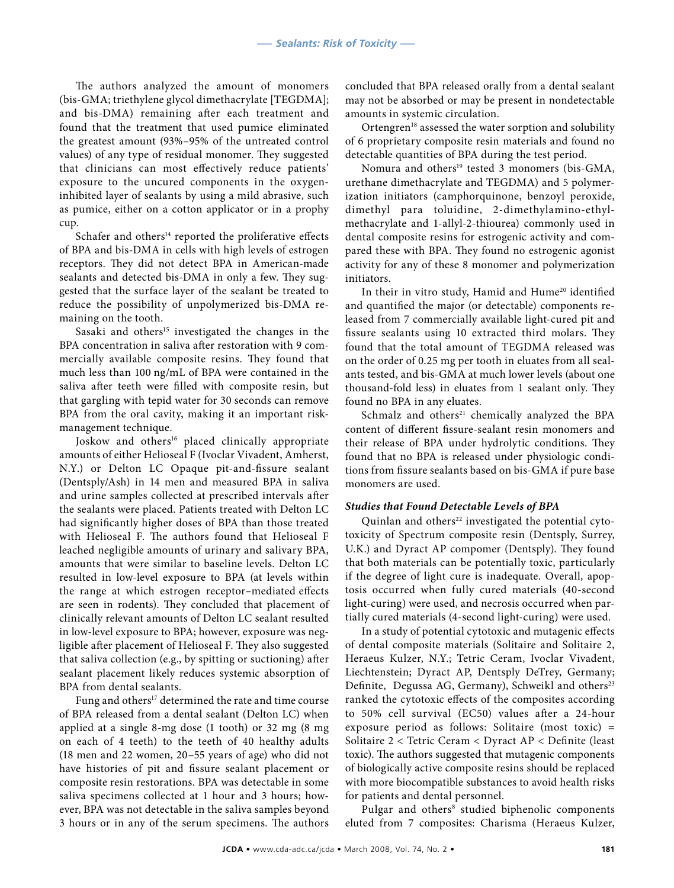The authors analyzed the amount of monomers (bis-GMA; triethylene glycol dimethacrylate [TEGDMA]; and bis-DMA) remaining after each treatment and found that the treatment that used pumice eliminated the greatest amount (93%–95% of the untreated control values) of any type of residual monomer. They suggested that clinicians can most effectively reduce patients' exposure to the uncured components in the oxygen-inhibited layer of sealants by using a mild abrasive, such as pumice, either on a cotton applicator or in a prophy cup.

Schafer and others[14] reported the proliferative effects of BPA and bis-DMA in cells with high levels of estrogen receptors. They did not detect BPA in American-made sealants and detected bis-DMA in only a few. They suggested that the surface layer of the sealant be treated to reduce the possibility of unpolymerized bis-DMA remaining on the tooth.

Sasaki and others[15] investigated the changes in the BPA concentration in saliva after restoration with 9 commercially available composite resins. They found that much less than 100 ng/mL of BPA were contained in the saliva after teeth were filled with composite resin, but that gargling with tepid water for 30 seconds can remove BPA from the oral cavity, making it an important risk-management technique.

Joskow and others[16] placed clinically appropriate amounts of either Helioseal F (Ivoclar Vivadent, Amherst, N.Y.) or Delton LC Opaque pit-and-fissure sealant (Dentsply/Ash) in 14 men and measured BPA in saliva and urine samples collected at prescribed intervals after the sealants were placed. Patients treated with Delton LC had significantly higher doses of BPA than those treated with Helioseal F. The authors found that Helioseal F leached negligible amounts of urinary and salivary BPA, amounts that were similar to baseline levels. Delton LC resulted in low-level exposure to BPA (at levels within the range at which estrogen receptor–mediated effects are seen in rodents). They concluded that placement of clinically relevant amounts of Delton LC sealant resulted in low-level exposure to BPA; however, exposure was negligible after placement of Helioseal F. They also suggested that saliva collection (e.g., by spitting or suctioning) after sealant placement likely reduces systemic absorption of BPA from dental sealants.

Fung and others[17] determined the rate and time course of BPA released from a dental sealant (Delton LC) when applied at a single 8-mg dose (1 tooth) or 32 mg (8 mg on each of 4 teeth) to the teeth of 40 healthy adults (18 men and 22 women, 20–55 years of age) who did not have histories of pit and fissure sealant placement or composite resin restorations. BPA was detectable in some saliva specimens collected at 1 hour and 3 hours; however, BPA was not detectable in the saliva samples beyond 3 hours or in any of the serum specimens. The authors concluded that BPA released orally from a dental sealant may not be absorbed or may be present in nondetectable amounts in systemic circulation.

Ortengren[18] assessed the water sorption and solubility of 6 proprietary composite resin materials and found no detectable quantities of BPA during the test period.

Nomura and others[19] tested 3 monomers (bis-GMA, urethane dimethacrylate and TEGDMA) and 5 polymerization initiators (camphorquinone, benzoyl peroxide, dimethyl para toluidine, 2-dimethylamino-ethyl-methacrylate and 1-allyl-2-thiourea) commonly used in dental composite resins for estrogenic activity and compared these with BPA. They found no estrogenic agonist activity for any of these 8 monomer and polymerization initiators.

In their in vitro study, Hamid and Hume[20] identified and quantified the major (or detectable) components released from 7 commercially available light-cured pit and fissure sealants using 10 extracted third molars. They found that the total amount of TEGDMA released was on the order of 0.25 mg per tooth in eluates from all sealants tested, and bis-GMA at much lower levels (about one thousand-fold less) in eluates from 1 sealant only. They found no BPA in any eluates.

Schmalz and others[21] chemically analyzed the BPA content of different fissure-sealant resin monomers and their release of BPA under hydrolytic conditions. They found that no BPA is released under physiologic conditions from fissure sealants based on bis-GMA if pure base monomers are used.

### *Studies that Found Detectable Levels of BPA*

Quinlan and others[22] investigated the potential cytotoxicity of Spectrum composite resin (Dentsply, Surrey, U.K.) and Dyract AP compomer (Dentsply). They found that both materials can be potentially toxic, particularly if the degree of light cure is inadequate. Overall, apoptosis occurred when fully cured materials (40-second light-curing) were used, and necrosis occurred when partially cured materials (4-second light-curing) were used.

In a study of potential cytotoxic and mutagenic effects of dental composite materials (Solitaire and Solitaire 2, Heraeus Kulzer, N.Y.; Tetric Ceram, Ivoclar Vivadent, Liechtenstein; Dyract AP, Dentsply DeTrey, Germany; Definite, Degussa AG, Germany), Schweikl and others[23] ranked the cytotoxic effects of the composites according to 50% cell survival (EC50) values after a 24-hour exposure period as follows: Solitaire (most toxic) = Solitaire 2 < Tetric Ceram < Dyract AP < Definite (least toxic). The authors suggested that mutagenic components of biologically active composite resins should be replaced with more biocompatible substances to avoid health risks for patients and dental personnel.

Pulgar and others[8] studied biphenolic components eluted from 7 composites: Charisma (Heraeus Kulzer,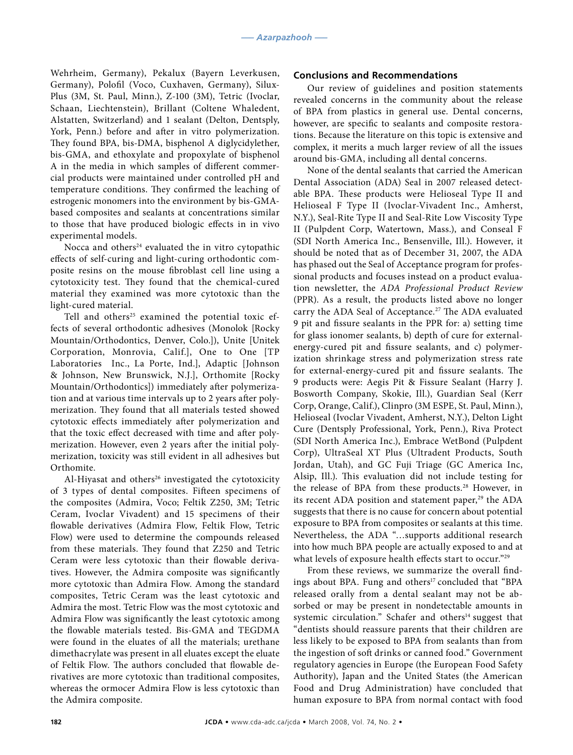Wehrheim, Germany), Pekalux (Bayern Leverkusen, Germany), Polofil (Voco, Cuxhaven, Germany), Silux-Plus (3M, St. Paul, Minn.), Z-100 (3M), Tetric (Ivoclar, Schaan, Liechtenstein), Brillant (Coltene Whaledent, Alstatten, Switzerland) and 1 sealant (Delton, Dentsply, York, Penn.) before and after in vitro polymerization. They found BPA, bis-DMA, bisphenol A diglycidylether, bis-GMA, and ethoxylate and propoxylate of bisphenol A in the media in which samples of different commercial products were maintained under controlled pH and temperature conditions. They confirmed the leaching of estrogenic monomers into the environment by bis-GMA-based composites and sealants at concentrations similar to those that have produced biologic effects in in vivo experimental models.

Nocca and others[24] evaluated the in vitro cytopathic effects of self-curing and light-curing orthodontic composite resins on the mouse fibroblast cell line using a cytotoxicity test. They found that the chemical-cured material they examined was more cytotoxic than the light-cured material.

Tell and others[25] examined the potential toxic effects of several orthodontic adhesives (Monolok [Rocky Mountain/Orthodontics, Denver, Colo.]), Unite [Unitek Corporation, Monrovia, Calif.], One to One [TP Laboratories Inc., La Porte, Ind.], Adaptic [Johnson & Johnson, New Brunswick, N.J.], Orthomite [Rocky Mountain/Orthodontics]) immediately after polymerization and at various time intervals up to 2 years after polymerization. They found that all materials tested showed cytotoxic effects immediately after polymerization and that the toxic effect decreased with time and after polymerization. However, even 2 years after the initial polymerization, toxicity was still evident in all adhesives but Orthomite.

Al-Hiyasat and others[26] investigated the cytotoxicity of 3 types of dental composites. Fifteen specimens of the composites (Admira, Voco; Feltik Z250, 3M; Tetric Ceram, Ivoclar Vivadent) and 15 specimens of their flowable derivatives (Admira Flow, Feltik Flow, Tetric Flow) were used to determine the compounds released from these materials. They found that Z250 and Tetric Ceram were less cytotoxic than their flowable derivatives. However, the Admira composite was significantly more cytotoxic than Admira Flow. Among the standard composites, Tetric Ceram was the least cytotoxic and Admira the most. Tetric Flow was the most cytotoxic and Admira Flow was significantly the least cytotoxic among the flowable materials tested. Bis-GMA and TEGDMA were found in the eluates of all the materials; urethane dimethacrylate was present in all eluates except the eluate of Feltik Flow. The authors concluded that flowable derivatives are more cytotoxic than traditional composites, whereas the ormocer Admira Flow is less cytotoxic than the Admira composite.

## Conclusions and Recommendations

Our review of guidelines and position statements revealed concerns in the community about the release of BPA from plastics in general use. Dental concerns, however, are specific to sealants and composite restorations. Because the literature on this topic is extensive and complex, it merits a much larger review of all the issues around bis-GMA, including all dental concerns.

None of the dental sealants that carried the American Dental Association (ADA) Seal in 2007 released detectable BPA. These products were Helioseal Type II and Helioseal F Type II (Ivoclar-Vivadent Inc., Amherst, N.Y.), Seal-Rite Type II and Seal-Rite Low Viscosity Type II (Pulpdent Corp, Watertown, Mass.), and Conseal F (SDI North America Inc., Bensenville, Ill.). However, it should be noted that as of December 31, 2007, the ADA has phased out the Seal of Acceptance program for professional products and focuses instead on a product evaluation newsletter, the *ADA Professional Product Review* (PPR). As a result, the products listed above no longer carry the ADA Seal of Acceptance.[27] The ADA evaluated 9 pit and fissure sealants in the PPR for: a) setting time for glass ionomer sealants, b) depth of cure for external-energy-cured pit and fissure sealants, and c) polymerization shrinkage stress and polymerization stress rate for external-energy-cured pit and fissure sealants. The 9 products were: Aegis Pit & Fissure Sealant (Harry J. Bosworth Company, Skokie, Ill.), Guardian Seal (Kerr Corp, Orange, Calif.), Clinpro (3M ESPE, St. Paul, Minn.), Helioseal (Ivoclar Vivadent, Amherst, N.Y.), Delton Light Cure (Dentsply Professional, York, Penn.), Riva Protect (SDI North America Inc.), Embrace WetBond (Pulpdent Corp), UltraSeal XT Plus (Ultradent Products, South Jordan, Utah), and GC Fuji Triage (GC America Inc, Alsip, Ill.). This evaluation did not include testing for the release of BPA from these products.[28] However, in its recent ADA position and statement paper,[29] the ADA suggests that there is no cause for concern about potential exposure to BPA from composites or sealants at this time. Nevertheless, the ADA "…supports additional research into how much BPA people are actually exposed to and at what levels of exposure health effects start to occur."[29]

From these reviews, we summarize the overall findings about BPA. Fung and others[17] concluded that "BPA released orally from a dental sealant may not be absorbed or may be present in nondetectable amounts in systemic circulation." Schafer and others[14] suggest that "dentists should reassure parents that their children are less likely to be exposed to BPA from sealants than from the ingestion of soft drinks or canned food." Government regulatory agencies in Europe (the European Food Safety Authority), Japan and the United States (the American Food and Drug Administration) have concluded that human exposure to BPA from normal contact with food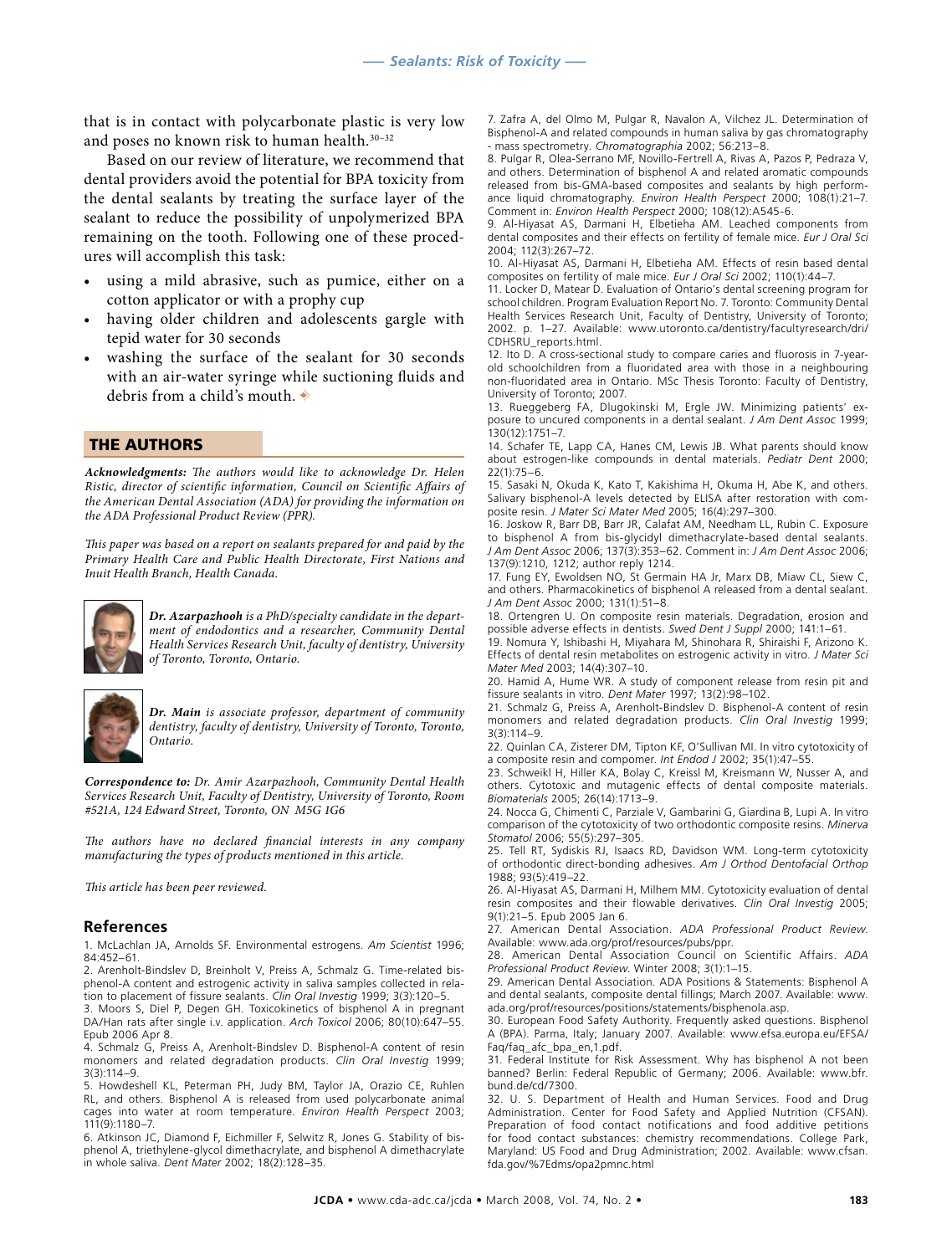that is in contact with polycarbonate plastic is very low and poses no known risk to human health.[30–32]

Based on our review of literature, we recommend that dental providers avoid the potential for BPA toxicity from the dental sealants by treating the surface layer of the sealant to reduce the possibility of unpolymerized BPA remaining on the tooth. Following one of these procedures will accomplish this task:

- using a mild abrasive, such as pumice, either on a cotton applicator or with a prophy cup
- having older children and adolescents gargle with tepid water for 30 seconds
- washing the surface of the sealant for 30 seconds with an air-water syringe while suctioning fluids and debris from a child's mouth.

## THE AUTHORS

***Acknowledgments:*** *The authors would like to acknowledge Dr. Helen Ristic, director of scientific information, Council on Scientific Affairs of the American Dental Association (ADA) for providing the information on the ADA Professional Product Review (PPR).*

*This paper was based on a report on sealants prepared for and paid by the Primary Health Care and Public Health Directorate, First Nations and Inuit Health Branch, Health Canada.*

***Dr. Azarpazhooh*** *is a PhD/specialty candidate in the department of endodontics and a researcher, Community Dental Health Services Research Unit, faculty of dentistry, University of Toronto, Toronto, Ontario.*

***Dr. Main*** *is associate professor, department of community dentistry, faculty of dentistry, University of Toronto, Toronto, Ontario.*

***Correspondence to:*** *Dr. Amir Azarpazhooh, Community Dental Health Services Research Unit, Faculty of Dentistry, University of Toronto, Room #521A, 124 Edward Street, Toronto, ON M5G 1G6*

*The authors have no declared financial interests in any company manufacturing the types of products mentioned in this article.*

*This article has been peer reviewed.*

## References

1. McLachlan JA, Arnolds SF. Environmental estrogens. *Am Scientist* 1996; 84:452–61.
2. Arenholt-Bindslev D, Breinholt V, Preiss A, Schmalz G. Time-related bisphenol-A content and estrogenic activity in saliva samples collected in relation to placement of fissure sealants. *Clin Oral Investig* 1999; 3(3):120–5.
3. Moors S, Diel P, Degen GH. Toxicokinetics of bisphenol A in pregnant DA/Han rats after single i.v. application. *Arch Toxicol* 2006; 80(10):647–55. Epub 2006 Apr 8.
4. Schmalz G, Preiss A, Arenholt-Bindslev D. Bisphenol-A content of resin monomers and related degradation products. *Clin Oral Investig* 1999; 3(3):114–9.
5. Howdeshell KL, Peterman PH, Judy BM, Taylor JA, Orazio CE, Ruhlen RL, and others. Bisphenol A is released from used polycarbonate animal cages into water at room temperature. *Environ Health Perspect* 2003; 111(9):1180–7.
6. Atkinson JC, Diamond F, Eichmiller F, Selwitz R, Jones G. Stability of bisphenol A, triethylene-glycol dimethacrylate, and bisphenol A dimethacrylate in whole saliva. *Dent Mater* 2002; 18(2):128–35.
7. Zafra A, del Olmo M, Pulgar R, Navalon A, Vilchez JL. Determination of Bisphenol-A and related compounds in human saliva by gas chromatography - mass spectrometry. *Chromatographia* 2002; 56:213–8.
8. Pulgar R, Olea-Serrano MF, Novillo-Fertrell A, Rivas A, Pazos P, Pedraza V, and others. Determination of bisphenol A and related aromatic compounds released from bis-GMA-based composites and sealants by high performance liquid chromatography. *Environ Health Perspect* 2000; 108(1):21–7. Comment in: *Environ Health Perspect* 2000; 108(12):A545-6.
9. Al-Hiyasat AS, Darmani H, Elbetieha AM. Leached components from dental composites and their effects on fertility of female mice. *Eur J Oral Sci* 2004; 112(3):267–72.
10. Al-Hiyasat AS, Darmani H, Elbetieha AM. Effects of resin based dental composites on fertility of male mice. *Eur J Oral Sci* 2002; 110(1):44–7.
11. Locker D, Matear D. Evaluation of Ontario's dental screening program for school children. Program Evaluation Report No. 7. Toronto: Community Dental Health Services Research Unit, Faculty of Dentistry, University of Toronto; 2002. p. 1–27. Available: www.utoronto.ca/dentistry/facultyresearch/dri/CDHSRU_reports.html.
12. Ito D. A cross-sectional study to compare caries and fluorosis in 7-year-old schoolchildren from a fluoridated area with those in a neighbouring non-fluoridated area in Ontario. MSc Thesis Toronto: Faculty of Dentistry, University of Toronto; 2007.
13. Rueggeberg FA, Dlugokinski M, Ergle JW. Minimizing patients' exposure to uncured components in a dental sealant. *J Am Dent Assoc* 1999; 130(12):1751–7.
14. Schafer TE, Lapp CA, Hanes CM, Lewis JB. What parents should know about estrogen-like compounds in dental materials. *Pediatr Dent* 2000; 22(1):75–6.
15. Sasaki N, Okuda K, Kato T, Kakishima H, Okuma H, Abe K, and others. Salivary bisphenol-A levels detected by ELISA after restoration with composite resin. *J Mater Sci Mater Med* 2005; 16(4):297–300.
16. Joskow R, Barr DB, Barr JR, Calafat AM, Needham LL, Rubin C. Exposure to bisphenol A from bis-glycidyl dimethacrylate-based dental sealants. *J Am Dent Assoc* 2006; 137(3):353–62. Comment in: *J Am Dent Assoc* 2006; 137(9):1210, 1212; author reply 1214.
17. Fung EY, Ewoldsen NO, St Germain HA Jr, Marx DB, Miaw CL, Siew C, and others. Pharmacokinetics of bisphenol A released from a dental sealant. *J Am Dent Assoc* 2000; 131(1):51–8.
18. Ortengren U. On composite resin materials. Degradation, erosion and possible adverse effects in dentists. *Swed Dent J Suppl* 2000; 141:1–61.
19. Nomura Y, Ishibashi H, Miyahara M, Shinohara R, Shiraishi F, Arizono K. Effects of dental resin metabolites on estrogenic activity in vitro. *J Mater Sci Mater Med* 2003; 14(4):307–10.
20. Hamid A, Hume WR. A study of component release from resin pit and fissure sealants in vitro. *Dent Mater* 1997; 13(2):98–102.
21. Schmalz G, Preiss A, Arenholt-Bindslev D. Bisphenol-A content of resin monomers and related degradation products. *Clin Oral Investig* 1999; 3(3):114–9.
22. Quinlan CA, Zisterer DM, Tipton KF, O'Sullivan MI. In vitro cytotoxicity of a composite resin and compomer. *Int Endod J* 2002; 35(1):47–55.
23. Schweikl H, Hiller KA, Bolay C, Kreissl M, Kreismann W, Nusser A, and others. Cytotoxic and mutagenic effects of dental composite materials. *Biomaterials* 2005; 26(14):1713–9.
24. Nocca G, Chimenti C, Parziale V, Gambarini G, Giardina B, Lupi A. In vitro comparison of the cytotoxicity of two orthodontic composite resins. *Minerva Stomatol* 2006; 55(5):297–305.
25. Tell RT, Sydiskis RJ, Isaacs RD, Davidson WM. Long-term cytotoxicity of orthodontic direct-bonding adhesives. *Am J Orthod Dentofacial Orthop* 1988; 93(5):419–22.
26. Al-Hiyasat AS, Darmani H, Milhem MM. Cytotoxicity evaluation of dental resin composites and their flowable derivatives. *Clin Oral Investig* 2005; 9(1):21–5. Epub 2005 Jan 6.
27. American Dental Association. *ADA Professional Product Review.* Available: www.ada.org/prof/resources/pubs/ppr.
28. American Dental Association Council on Scientific Affairs. *ADA Professional Product Review.* Winter 2008; 3(1):1–15.
29. American Dental Association. ADA Positions & Statements: Bisphenol A and dental sealants, composite dental fillings; March 2007. Available: www.ada.org/prof/resources/positions/statements/bisphenola.asp.
30. European Food Safety Authority. Frequently asked questions. Bisphenol A (BPA). Parma, Italy; January 2007. Available: www.efsa.europa.eu/EFSA/Faq/faq_afc_bpa_en,1.pdf.
31. Federal Institute for Risk Assessment. Why has bisphenol A not been banned? Berlin: Federal Republic of Germany; 2006. Available: www.bfr.bund.de/cd/7300.
32. U. S. Department of Health and Human Services. Food and Drug Administration. Center for Food Safety and Applied Nutrition (CFSAN). Preparation of food contact notifications and food additive petitions for food contact substances: chemistry recommendations. College Park, Maryland: US Food and Drug Administration; 2002. Available: www.cfsan.fda.gov/%7Edms/opa2pmnc.html